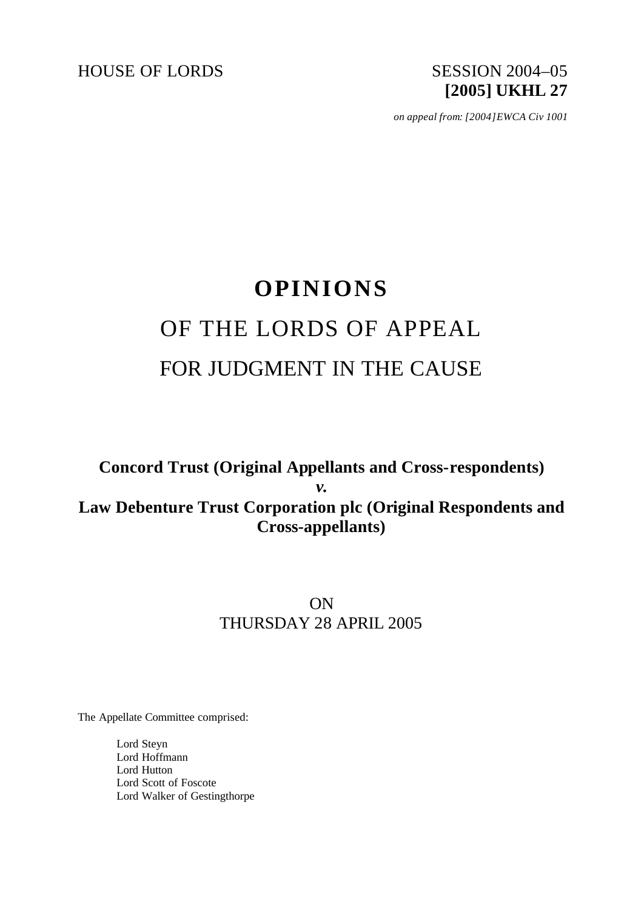HOUSE OF LORDS

SESSION 2004–05
**[2005] UKHL 27**

*on appeal from: [2004]EWCA Civ 1001*

# OPINIONS

# OF THE LORDS OF APPEAL

# FOR JUDGMENT IN THE CAUSE

**Concord Trust (Original Appellants and Cross-respondents)**

***v.***

**Law Debenture Trust Corporation plc (Original Respondents and Cross-appellants)**

ON
THURSDAY 28 APRIL 2005

The Appellate Committee comprised:

Lord Steyn
Lord Hoffmann
Lord Hutton
Lord Scott of Foscote
Lord Walker of Gestingthorpe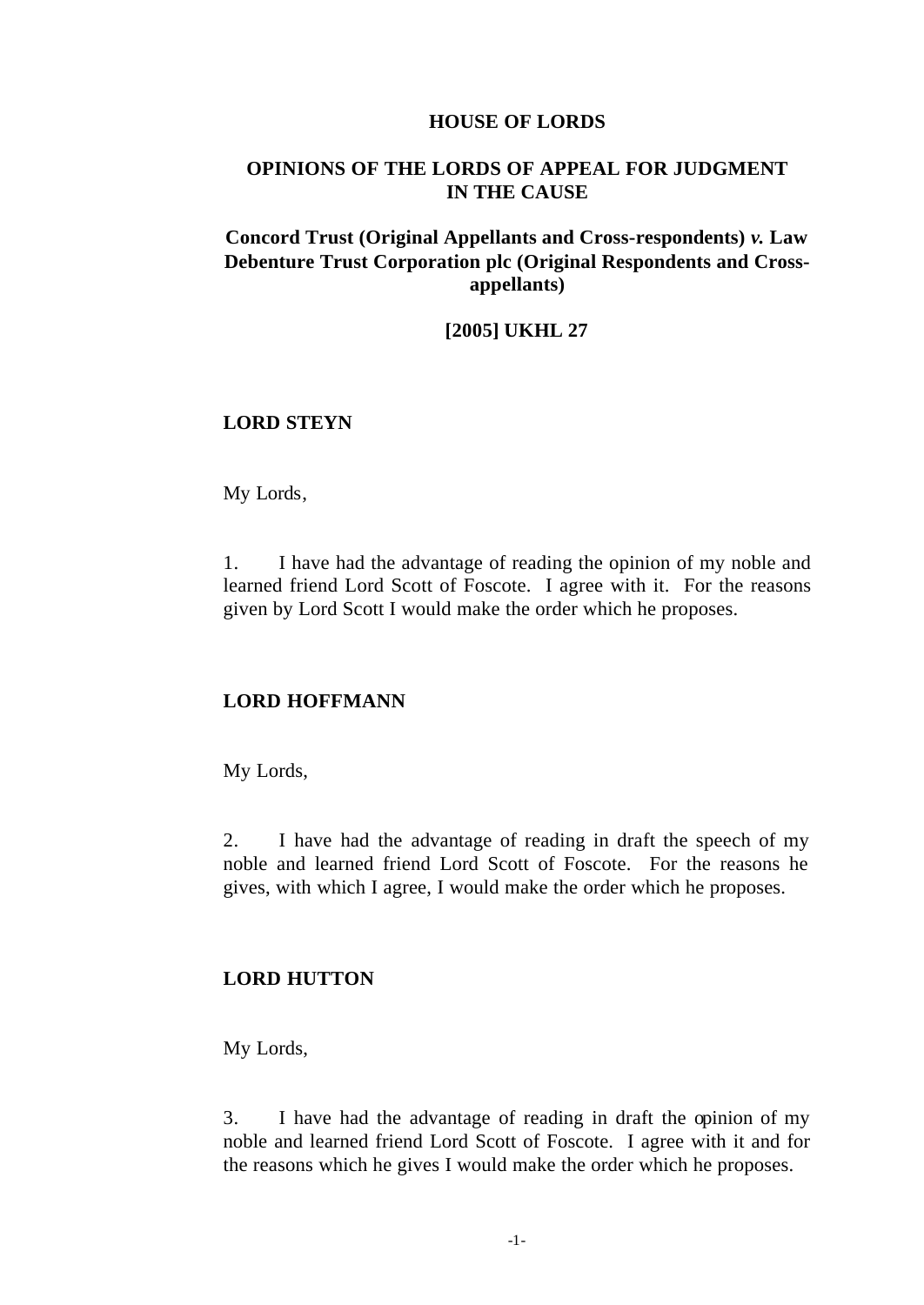**HOUSE OF LORDS**

**OPINIONS OF THE LORDS OF APPEAL FOR JUDGMENT IN THE CAUSE**

**Concord Trust (Original Appellants and Cross-respondents) *v.* Law Debenture Trust Corporation plc (Original Respondents and Cross-appellants)**

**[2005] UKHL 27**

**LORD STEYN**

My Lords,

1. I have had the advantage of reading the opinion of my noble and learned friend Lord Scott of Foscote. I agree with it. For the reasons given by Lord Scott I would make the order which he proposes.

**LORD HOFFMANN**

My Lords,

2. I have had the advantage of reading in draft the speech of my noble and learned friend Lord Scott of Foscote. For the reasons he gives, with which I agree, I would make the order which he proposes.

**LORD HUTTON**

My Lords,

3. I have had the advantage of reading in draft the opinion of my noble and learned friend Lord Scott of Foscote. I agree with it and for the reasons which he gives I would make the order which he proposes.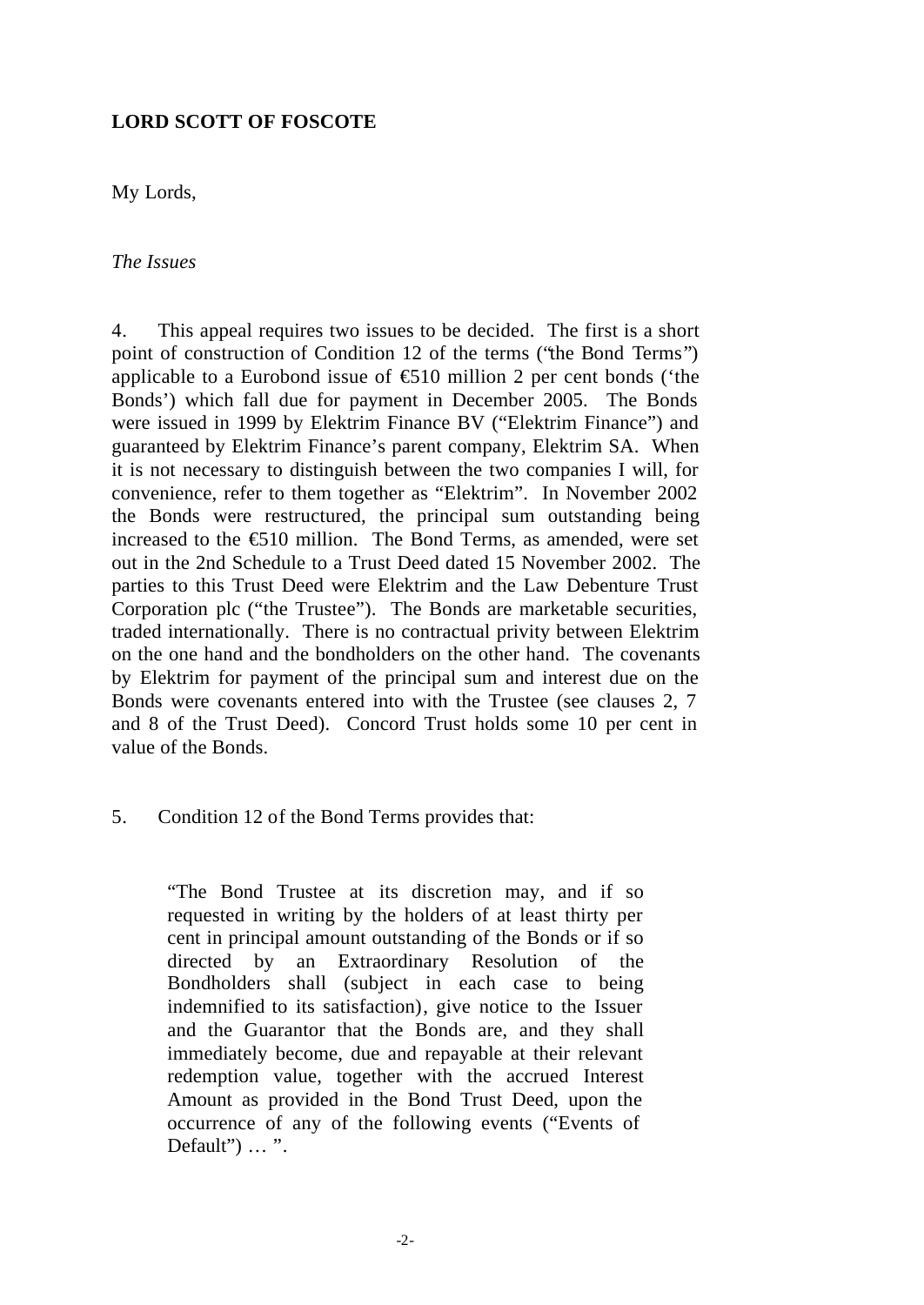**LORD SCOTT OF FOSCOTE**

My Lords,

*The Issues*

4. This appeal requires two issues to be decided. The first is a short point of construction of Condition 12 of the terms ("the Bond Terms") applicable to a Eurobond issue of €510 million 2 per cent bonds ('the Bonds') which fall due for payment in December 2005. The Bonds were issued in 1999 by Elektrim Finance BV ("Elektrim Finance") and guaranteed by Elektrim Finance's parent company, Elektrim SA. When it is not necessary to distinguish between the two companies I will, for convenience, refer to them together as "Elektrim". In November 2002 the Bonds were restructured, the principal sum outstanding being increased to the €510 million. The Bond Terms, as amended, were set out in the 2nd Schedule to a Trust Deed dated 15 November 2002. The parties to this Trust Deed were Elektrim and the Law Debenture Trust Corporation plc ("the Trustee"). The Bonds are marketable securities, traded internationally. There is no contractual privity between Elektrim on the one hand and the bondholders on the other hand. The covenants by Elektrim for payment of the principal sum and interest due on the Bonds were covenants entered into with the Trustee (see clauses 2, 7 and 8 of the Trust Deed). Concord Trust holds some 10 per cent in value of the Bonds.

5. Condition 12 of the Bond Terms provides that:

> "The Bond Trustee at its discretion may, and if so requested in writing by the holders of at least thirty per cent in principal amount outstanding of the Bonds or if so directed by an Extraordinary Resolution of the Bondholders shall (subject in each case to being indemnified to its satisfaction), give notice to the Issuer and the Guarantor that the Bonds are, and they shall immediately become, due and repayable at their relevant redemption value, together with the accrued Interest Amount as provided in the Bond Trust Deed, upon the occurrence of any of the following events ("Events of Default") … ".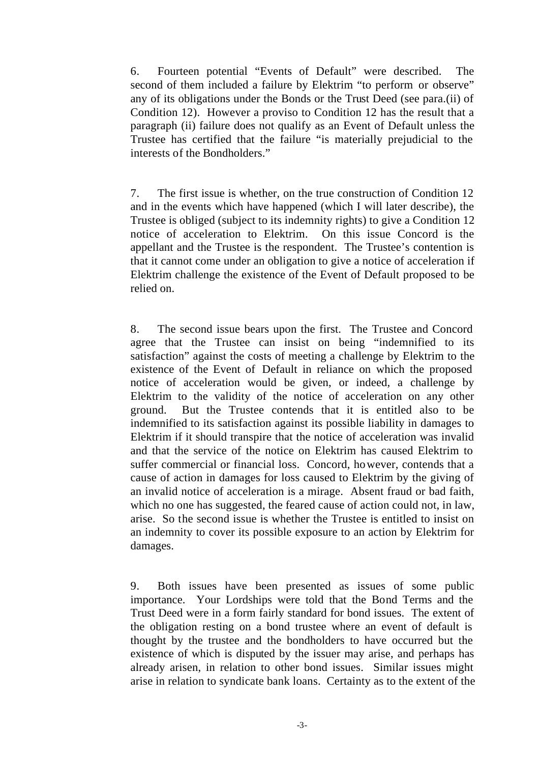6. Fourteen potential "Events of Default" were described. The second of them included a failure by Elektrim "to perform or observe" any of its obligations under the Bonds or the Trust Deed (see para.(ii) of Condition 12). However a proviso to Condition 12 has the result that a paragraph (ii) failure does not qualify as an Event of Default unless the Trustee has certified that the failure "is materially prejudicial to the interests of the Bondholders."

7. The first issue is whether, on the true construction of Condition 12 and in the events which have happened (which I will later describe), the Trustee is obliged (subject to its indemnity rights) to give a Condition 12 notice of acceleration to Elektrim. On this issue Concord is the appellant and the Trustee is the respondent. The Trustee's contention is that it cannot come under an obligation to give a notice of acceleration if Elektrim challenge the existence of the Event of Default proposed to be relied on.

8. The second issue bears upon the first. The Trustee and Concord agree that the Trustee can insist on being "indemnified to its satisfaction" against the costs of meeting a challenge by Elektrim to the existence of the Event of Default in reliance on which the proposed notice of acceleration would be given, or indeed, a challenge by Elektrim to the validity of the notice of acceleration on any other ground. But the Trustee contends that it is entitled also to be indemnified to its satisfaction against its possible liability in damages to Elektrim if it should transpire that the notice of acceleration was invalid and that the service of the notice on Elektrim has caused Elektrim to suffer commercial or financial loss. Concord, however, contends that a cause of action in damages for loss caused to Elektrim by the giving of an invalid notice of acceleration is a mirage. Absent fraud or bad faith, which no one has suggested, the feared cause of action could not, in law, arise. So the second issue is whether the Trustee is entitled to insist on an indemnity to cover its possible exposure to an action by Elektrim for damages.

9. Both issues have been presented as issues of some public importance. Your Lordships were told that the Bond Terms and the Trust Deed were in a form fairly standard for bond issues. The extent of the obligation resting on a bond trustee where an event of default is thought by the trustee and the bondholders to have occurred but the existence of which is disputed by the issuer may arise, and perhaps has already arisen, in relation to other bond issues. Similar issues might arise in relation to syndicate bank loans. Certainty as to the extent of the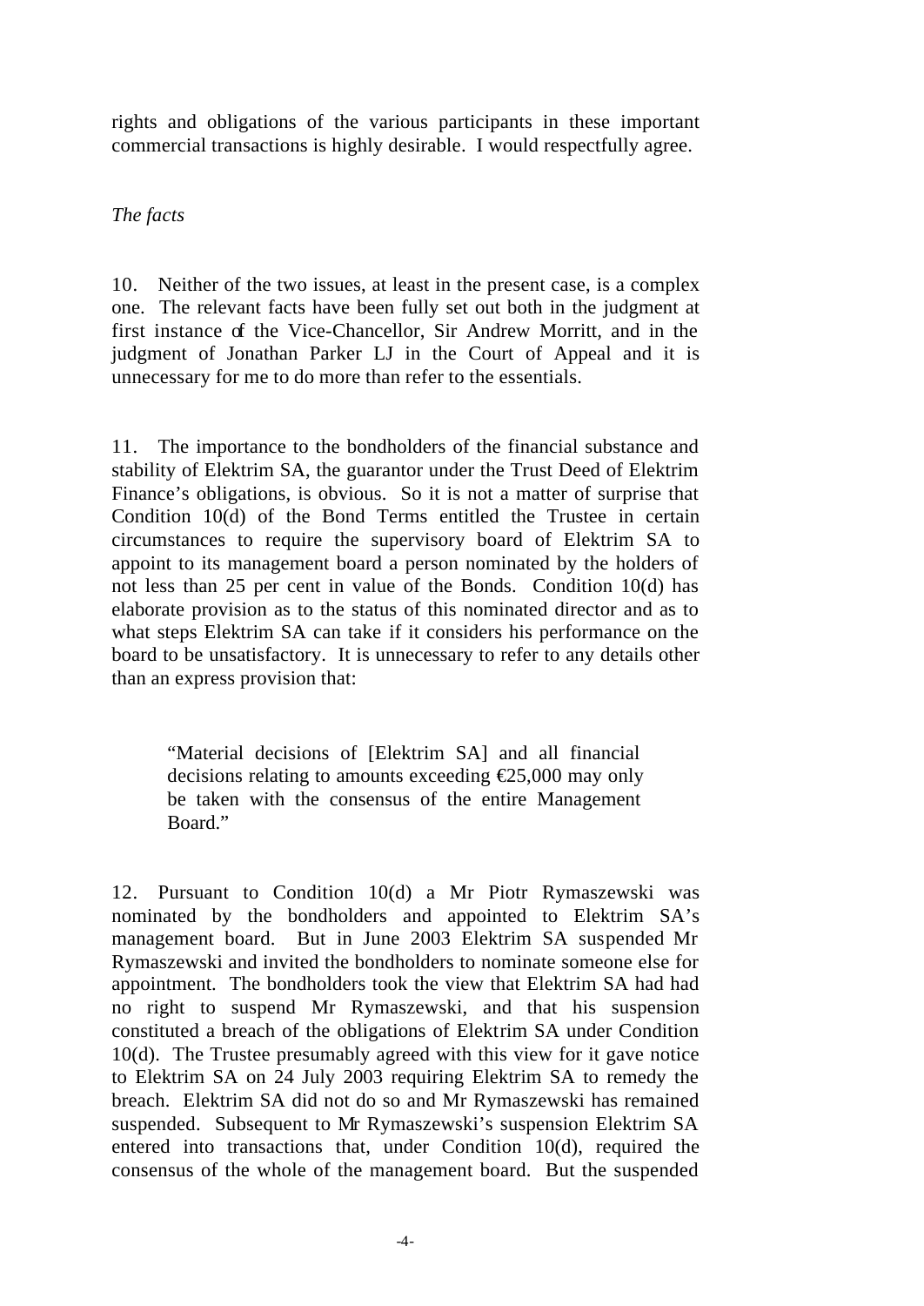rights and obligations of the various participants in these important commercial transactions is highly desirable. I would respectfully agree.

*The facts*

10. Neither of the two issues, at least in the present case, is a complex one. The relevant facts have been fully set out both in the judgment at first instance of the Vice-Chancellor, Sir Andrew Morritt, and in the judgment of Jonathan Parker LJ in the Court of Appeal and it is unnecessary for me to do more than refer to the essentials.

11. The importance to the bondholders of the financial substance and stability of Elektrim SA, the guarantor under the Trust Deed of Elektrim Finance's obligations, is obvious. So it is not a matter of surprise that Condition 10(d) of the Bond Terms entitled the Trustee in certain circumstances to require the supervisory board of Elektrim SA to appoint to its management board a person nominated by the holders of not less than 25 per cent in value of the Bonds. Condition 10(d) has elaborate provision as to the status of this nominated director and as to what steps Elektrim SA can take if it considers his performance on the board to be unsatisfactory. It is unnecessary to refer to any details other than an express provision that:

> "Material decisions of [Elektrim SA] and all financial decisions relating to amounts exceeding €25,000 may only be taken with the consensus of the entire Management Board."

12. Pursuant to Condition 10(d) a Mr Piotr Rymaszewski was nominated by the bondholders and appointed to Elektrim SA's management board. But in June 2003 Elektrim SA suspended Mr Rymaszewski and invited the bondholders to nominate someone else for appointment. The bondholders took the view that Elektrim SA had had no right to suspend Mr Rymaszewski, and that his suspension constituted a breach of the obligations of Elektrim SA under Condition 10(d). The Trustee presumably agreed with this view for it gave notice to Elektrim SA on 24 July 2003 requiring Elektrim SA to remedy the breach. Elektrim SA did not do so and Mr Rymaszewski has remained suspended. Subsequent to Mr Rymaszewski's suspension Elektrim SA entered into transactions that, under Condition 10(d), required the consensus of the whole of the management board. But the suspended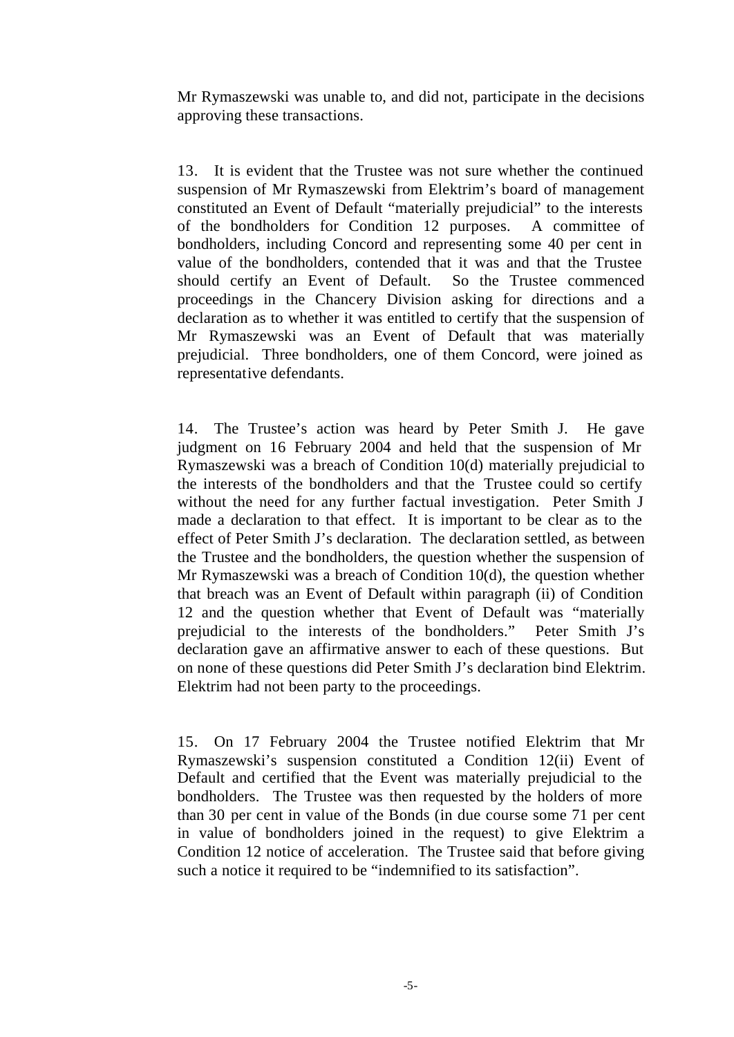Mr Rymaszewski was unable to, and did not, participate in the decisions approving these transactions.

13. It is evident that the Trustee was not sure whether the continued suspension of Mr Rymaszewski from Elektrim's board of management constituted an Event of Default "materially prejudicial" to the interests of the bondholders for Condition 12 purposes. A committee of bondholders, including Concord and representing some 40 per cent in value of the bondholders, contended that it was and that the Trustee should certify an Event of Default. So the Trustee commenced proceedings in the Chancery Division asking for directions and a declaration as to whether it was entitled to certify that the suspension of Mr Rymaszewski was an Event of Default that was materially prejudicial. Three bondholders, one of them Concord, were joined as representative defendants.

14. The Trustee's action was heard by Peter Smith J. He gave judgment on 16 February 2004 and held that the suspension of Mr Rymaszewski was a breach of Condition 10(d) materially prejudicial to the interests of the bondholders and that the Trustee could so certify without the need for any further factual investigation. Peter Smith J made a declaration to that effect. It is important to be clear as to the effect of Peter Smith J's declaration. The declaration settled, as between the Trustee and the bondholders, the question whether the suspension of Mr Rymaszewski was a breach of Condition 10(d), the question whether that breach was an Event of Default within paragraph (ii) of Condition 12 and the question whether that Event of Default was "materially prejudicial to the interests of the bondholders." Peter Smith J's declaration gave an affirmative answer to each of these questions. But on none of these questions did Peter Smith J's declaration bind Elektrim. Elektrim had not been party to the proceedings.

15. On 17 February 2004 the Trustee notified Elektrim that Mr Rymaszewski's suspension constituted a Condition 12(ii) Event of Default and certified that the Event was materially prejudicial to the bondholders. The Trustee was then requested by the holders of more than 30 per cent in value of the Bonds (in due course some 71 per cent in value of bondholders joined in the request) to give Elektrim a Condition 12 notice of acceleration. The Trustee said that before giving such a notice it required to be "indemnified to its satisfaction".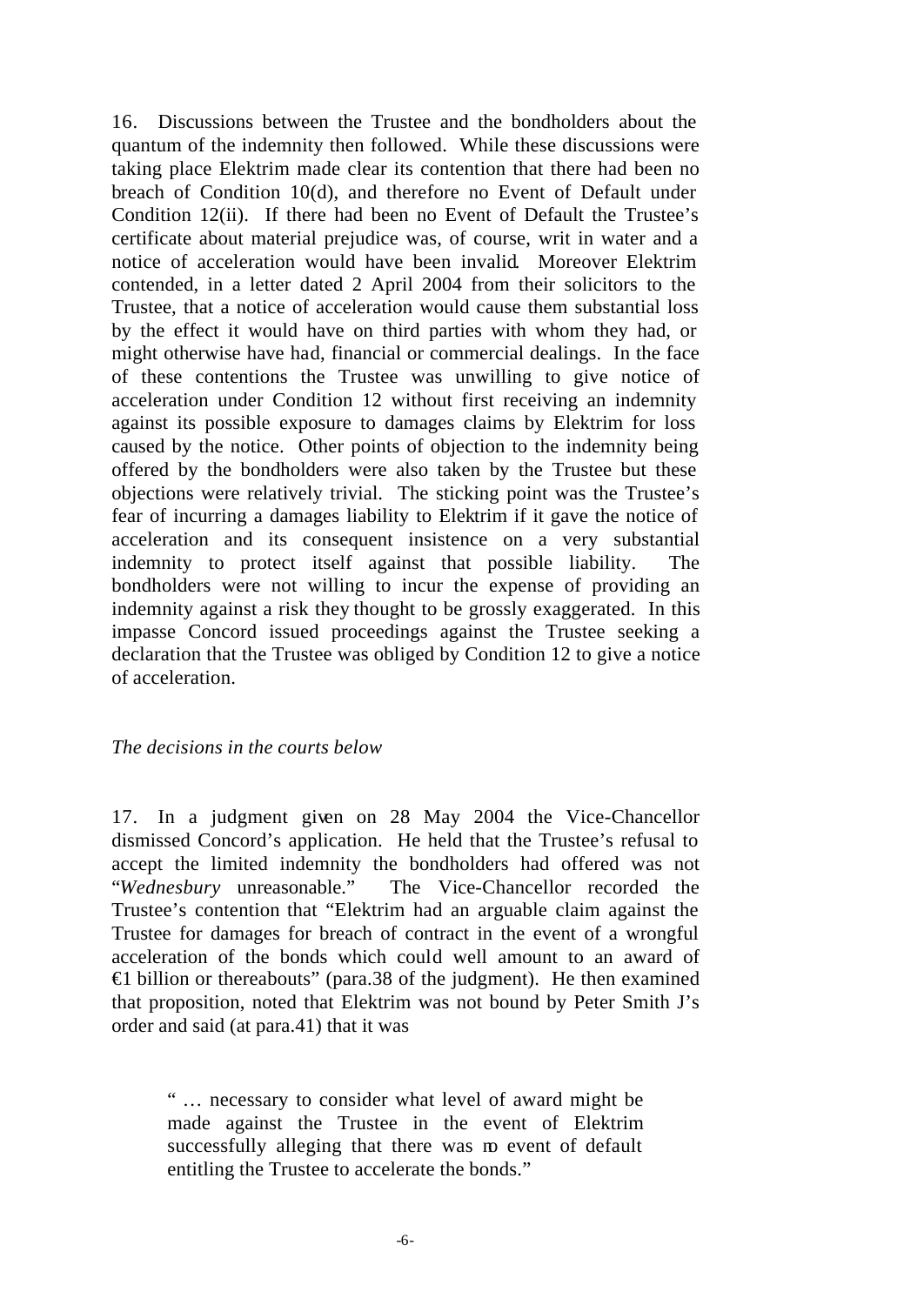16. Discussions between the Trustee and the bondholders about the quantum of the indemnity then followed. While these discussions were taking place Elektrim made clear its contention that there had been no breach of Condition 10(d), and therefore no Event of Default under Condition 12(ii). If there had been no Event of Default the Trustee's certificate about material prejudice was, of course, writ in water and a notice of acceleration would have been invalid. Moreover Elektrim contended, in a letter dated 2 April 2004 from their solicitors to the Trustee, that a notice of acceleration would cause them substantial loss by the effect it would have on third parties with whom they had, or might otherwise have had, financial or commercial dealings. In the face of these contentions the Trustee was unwilling to give notice of acceleration under Condition 12 without first receiving an indemnity against its possible exposure to damages claims by Elektrim for loss caused by the notice. Other points of objection to the indemnity being offered by the bondholders were also taken by the Trustee but these objections were relatively trivial. The sticking point was the Trustee's fear of incurring a damages liability to Elektrim if it gave the notice of acceleration and its consequent insistence on a very substantial indemnity to protect itself against that possible liability. The bondholders were not willing to incur the expense of providing an indemnity against a risk they thought to be grossly exaggerated. In this impasse Concord issued proceedings against the Trustee seeking a declaration that the Trustee was obliged by Condition 12 to give a notice of acceleration.

*The decisions in the courts below*

17. In a judgment given on 28 May 2004 the Vice-Chancellor dismissed Concord's application. He held that the Trustee's refusal to accept the limited indemnity the bondholders had offered was not "*Wednesbury* unreasonable." The Vice-Chancellor recorded the Trustee's contention that "Elektrim had an arguable claim against the Trustee for damages for breach of contract in the event of a wrongful acceleration of the bonds which could well amount to an award of €1 billion or thereabouts" (para.38 of the judgment). He then examined that proposition, noted that Elektrim was not bound by Peter Smith J's order and said (at para.41) that it was

> " … necessary to consider what level of award might be made against the Trustee in the event of Elektrim successfully alleging that there was no event of default entitling the Trustee to accelerate the bonds."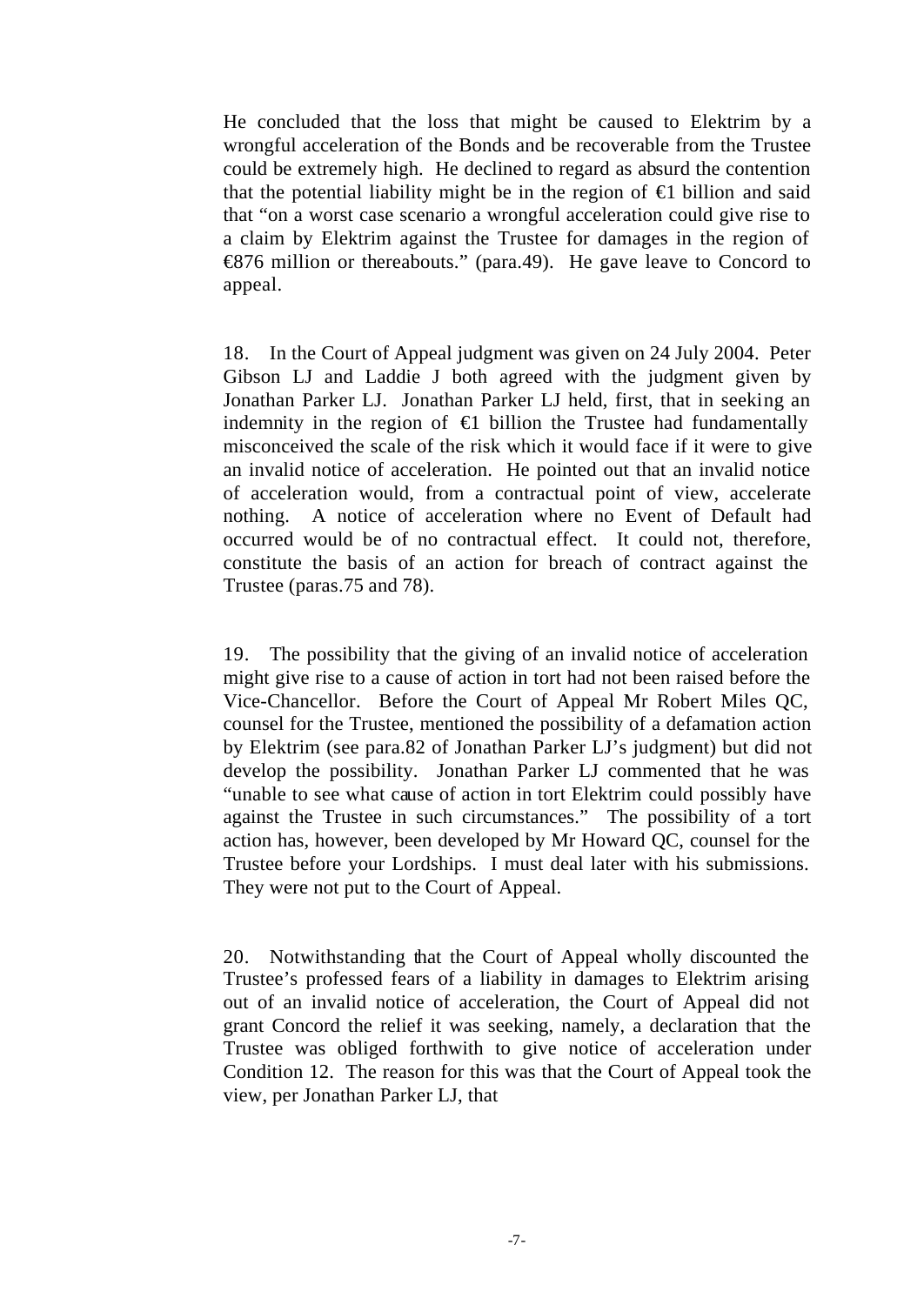He concluded that the loss that might be caused to Elektrim by a wrongful acceleration of the Bonds and be recoverable from the Trustee could be extremely high. He declined to regard as absurd the contention that the potential liability might be in the region of €1 billion and said that "on a worst case scenario a wrongful acceleration could give rise to a claim by Elektrim against the Trustee for damages in the region of €876 million or thereabouts." (para.49). He gave leave to Concord to appeal.

18. In the Court of Appeal judgment was given on 24 July 2004. Peter Gibson LJ and Laddie J both agreed with the judgment given by Jonathan Parker LJ. Jonathan Parker LJ held, first, that in seeking an indemnity in the region of €1 billion the Trustee had fundamentally misconceived the scale of the risk which it would face if it were to give an invalid notice of acceleration. He pointed out that an invalid notice of acceleration would, from a contractual point of view, accelerate nothing. A notice of acceleration where no Event of Default had occurred would be of no contractual effect. It could not, therefore, constitute the basis of an action for breach of contract against the Trustee (paras.75 and 78).

19. The possibility that the giving of an invalid notice of acceleration might give rise to a cause of action in tort had not been raised before the Vice-Chancellor. Before the Court of Appeal Mr Robert Miles QC, counsel for the Trustee, mentioned the possibility of a defamation action by Elektrim (see para.82 of Jonathan Parker LJ's judgment) but did not develop the possibility. Jonathan Parker LJ commented that he was "unable to see what cause of action in tort Elektrim could possibly have against the Trustee in such circumstances." The possibility of a tort action has, however, been developed by Mr Howard QC, counsel for the Trustee before your Lordships. I must deal later with his submissions. They were not put to the Court of Appeal.

20. Notwithstanding that the Court of Appeal wholly discounted the Trustee's professed fears of a liability in damages to Elektrim arising out of an invalid notice of acceleration, the Court of Appeal did not grant Concord the relief it was seeking, namely, a declaration that the Trustee was obliged forthwith to give notice of acceleration under Condition 12. The reason for this was that the Court of Appeal took the view, per Jonathan Parker LJ, that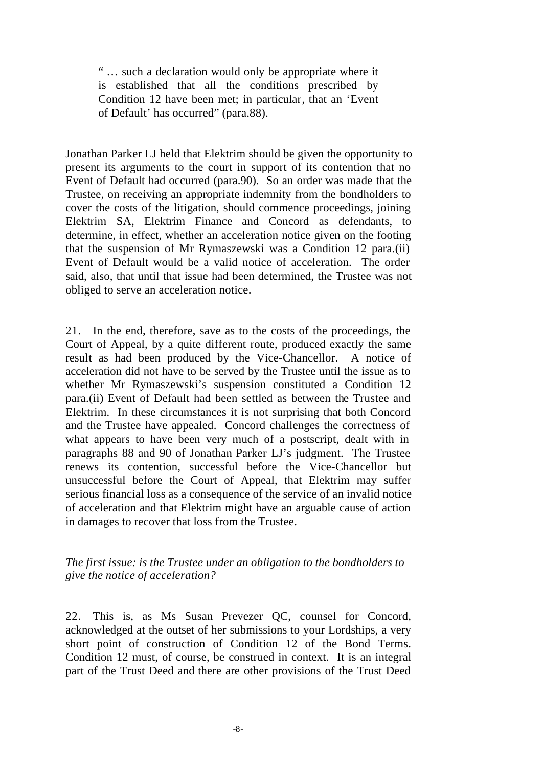> " … such a declaration would only be appropriate where it is established that all the conditions prescribed by Condition 12 have been met; in particular, that an 'Event of Default' has occurred" (para.88).

Jonathan Parker LJ held that Elektrim should be given the opportunity to present its arguments to the court in support of its contention that no Event of Default had occurred (para.90). So an order was made that the Trustee, on receiving an appropriate indemnity from the bondholders to cover the costs of the litigation, should commence proceedings, joining Elektrim SA, Elektrim Finance and Concord as defendants, to determine, in effect, whether an acceleration notice given on the footing that the suspension of Mr Rymaszewski was a Condition 12 para.(ii) Event of Default would be a valid notice of acceleration. The order said, also, that until that issue had been determined, the Trustee was not obliged to serve an acceleration notice.

21. In the end, therefore, save as to the costs of the proceedings, the Court of Appeal, by a quite different route, produced exactly the same result as had been produced by the Vice-Chancellor. A notice of acceleration did not have to be served by the Trustee until the issue as to whether Mr Rymaszewski's suspension constituted a Condition 12 para.(ii) Event of Default had been settled as between the Trustee and Elektrim. In these circumstances it is not surprising that both Concord and the Trustee have appealed. Concord challenges the correctness of what appears to have been very much of a postscript, dealt with in paragraphs 88 and 90 of Jonathan Parker LJ's judgment. The Trustee renews its contention, successful before the Vice-Chancellor but unsuccessful before the Court of Appeal, that Elektrim may suffer serious financial loss as a consequence of the service of an invalid notice of acceleration and that Elektrim might have an arguable cause of action in damages to recover that loss from the Trustee.

*The first issue: is the Trustee under an obligation to the bondholders to give the notice of acceleration?*

22. This is, as Ms Susan Prevezer QC, counsel for Concord, acknowledged at the outset of her submissions to your Lordships, a very short point of construction of Condition 12 of the Bond Terms. Condition 12 must, of course, be construed in context. It is an integral part of the Trust Deed and there are other provisions of the Trust Deed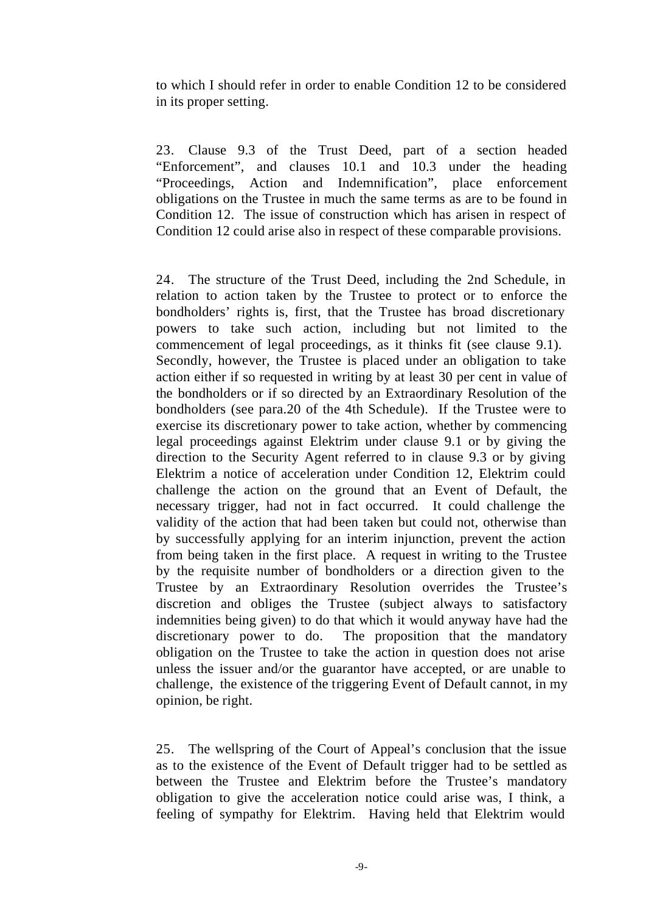to which I should refer in order to enable Condition 12 to be considered in its proper setting.

23. Clause 9.3 of the Trust Deed, part of a section headed "Enforcement", and clauses 10.1 and 10.3 under the heading "Proceedings, Action and Indemnification", place enforcement obligations on the Trustee in much the same terms as are to be found in Condition 12. The issue of construction which has arisen in respect of Condition 12 could arise also in respect of these comparable provisions.

24. The structure of the Trust Deed, including the 2nd Schedule, in relation to action taken by the Trustee to protect or to enforce the bondholders' rights is, first, that the Trustee has broad discretionary powers to take such action, including but not limited to the commencement of legal proceedings, as it thinks fit (see clause 9.1). Secondly, however, the Trustee is placed under an obligation to take action either if so requested in writing by at least 30 per cent in value of the bondholders or if so directed by an Extraordinary Resolution of the bondholders (see para.20 of the 4th Schedule). If the Trustee were to exercise its discretionary power to take action, whether by commencing legal proceedings against Elektrim under clause 9.1 or by giving the direction to the Security Agent referred to in clause 9.3 or by giving Elektrim a notice of acceleration under Condition 12, Elektrim could challenge the action on the ground that an Event of Default, the necessary trigger, had not in fact occurred. It could challenge the validity of the action that had been taken but could not, otherwise than by successfully applying for an interim injunction, prevent the action from being taken in the first place. A request in writing to the Trustee by the requisite number of bondholders or a direction given to the Trustee by an Extraordinary Resolution overrides the Trustee's discretion and obliges the Trustee (subject always to satisfactory indemnities being given) to do that which it would anyway have had the discretionary power to do. The proposition that the mandatory obligation on the Trustee to take the action in question does not arise unless the issuer and/or the guarantor have accepted, or are unable to challenge, the existence of the triggering Event of Default cannot, in my opinion, be right.

25. The wellspring of the Court of Appeal's conclusion that the issue as to the existence of the Event of Default trigger had to be settled as between the Trustee and Elektrim before the Trustee's mandatory obligation to give the acceleration notice could arise was, I think, a feeling of sympathy for Elektrim. Having held that Elektrim would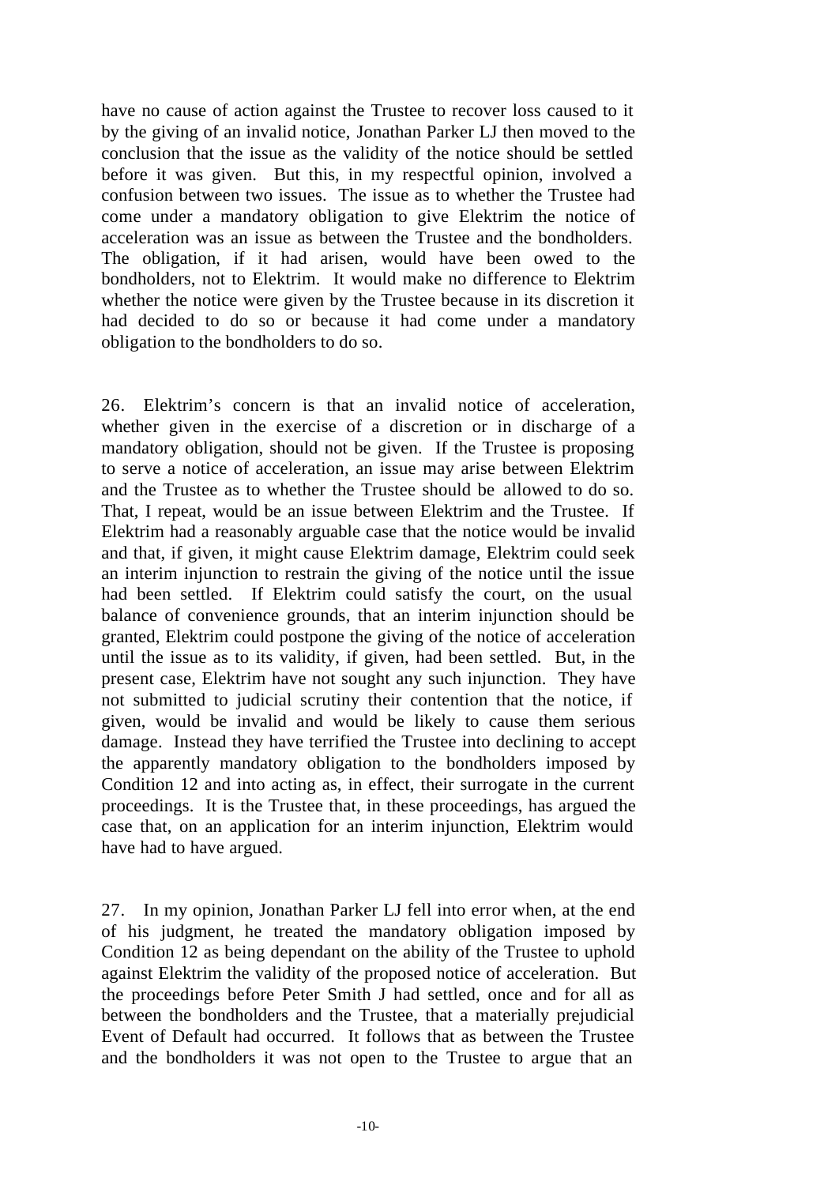have no cause of action against the Trustee to recover loss caused to it by the giving of an invalid notice, Jonathan Parker LJ then moved to the conclusion that the issue as the validity of the notice should be settled before it was given. But this, in my respectful opinion, involved a confusion between two issues. The issue as to whether the Trustee had come under a mandatory obligation to give Elektrim the notice of acceleration was an issue as between the Trustee and the bondholders. The obligation, if it had arisen, would have been owed to the bondholders, not to Elektrim. It would make no difference to Elektrim whether the notice were given by the Trustee because in its discretion it had decided to do so or because it had come under a mandatory obligation to the bondholders to do so.

26. Elektrim's concern is that an invalid notice of acceleration, whether given in the exercise of a discretion or in discharge of a mandatory obligation, should not be given. If the Trustee is proposing to serve a notice of acceleration, an issue may arise between Elektrim and the Trustee as to whether the Trustee should be allowed to do so. That, I repeat, would be an issue between Elektrim and the Trustee. If Elektrim had a reasonably arguable case that the notice would be invalid and that, if given, it might cause Elektrim damage, Elektrim could seek an interim injunction to restrain the giving of the notice until the issue had been settled. If Elektrim could satisfy the court, on the usual balance of convenience grounds, that an interim injunction should be granted, Elektrim could postpone the giving of the notice of acceleration until the issue as to its validity, if given, had been settled. But, in the present case, Elektrim have not sought any such injunction. They have not submitted to judicial scrutiny their contention that the notice, if given, would be invalid and would be likely to cause them serious damage. Instead they have terrified the Trustee into declining to accept the apparently mandatory obligation to the bondholders imposed by Condition 12 and into acting as, in effect, their surrogate in the current proceedings. It is the Trustee that, in these proceedings, has argued the case that, on an application for an interim injunction, Elektrim would have had to have argued.

27. In my opinion, Jonathan Parker LJ fell into error when, at the end of his judgment, he treated the mandatory obligation imposed by Condition 12 as being dependant on the ability of the Trustee to uphold against Elektrim the validity of the proposed notice of acceleration. But the proceedings before Peter Smith J had settled, once and for all as between the bondholders and the Trustee, that a materially prejudicial Event of Default had occurred. It follows that as between the Trustee and the bondholders it was not open to the Trustee to argue that an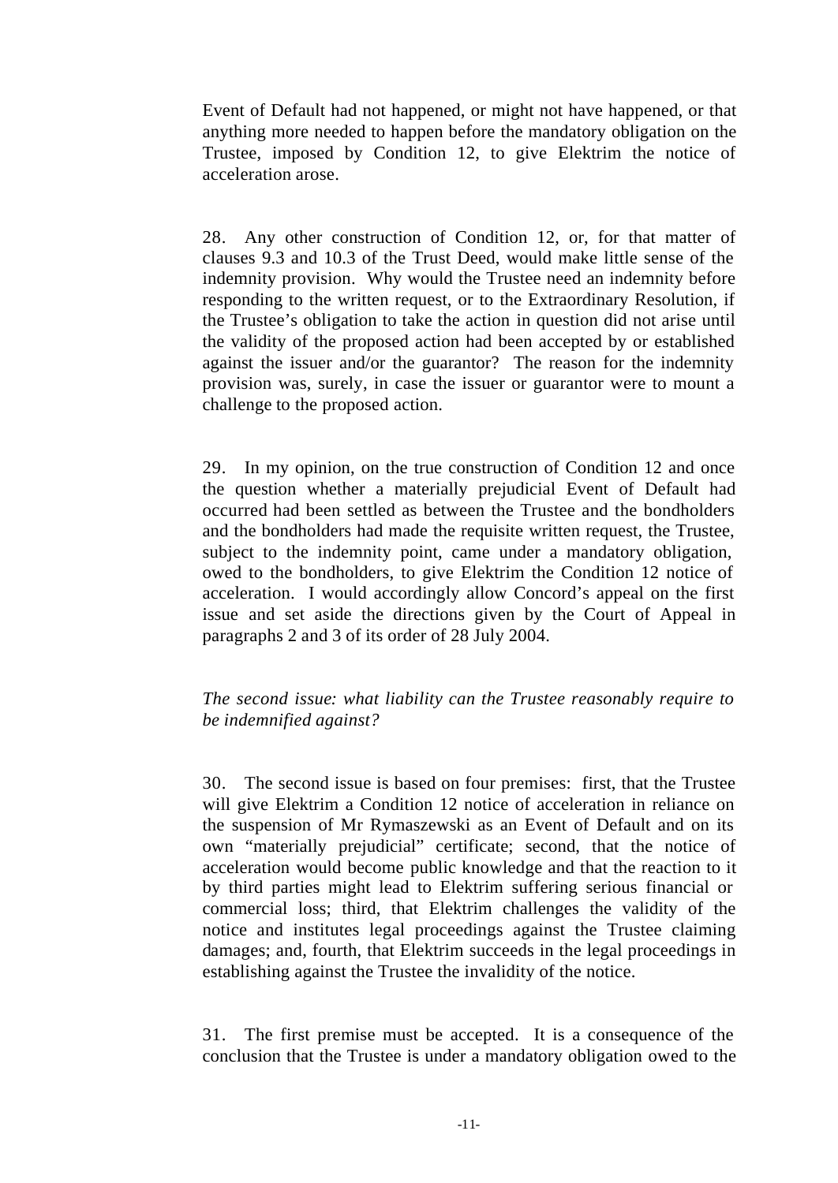Event of Default had not happened, or might not have happened, or that anything more needed to happen before the mandatory obligation on the Trustee, imposed by Condition 12, to give Elektrim the notice of acceleration arose.

28. Any other construction of Condition 12, or, for that matter of clauses 9.3 and 10.3 of the Trust Deed, would make little sense of the indemnity provision. Why would the Trustee need an indemnity before responding to the written request, or to the Extraordinary Resolution, if the Trustee's obligation to take the action in question did not arise until the validity of the proposed action had been accepted by or established against the issuer and/or the guarantor? The reason for the indemnity provision was, surely, in case the issuer or guarantor were to mount a challenge to the proposed action.

29. In my opinion, on the true construction of Condition 12 and once the question whether a materially prejudicial Event of Default had occurred had been settled as between the Trustee and the bondholders and the bondholders had made the requisite written request, the Trustee, subject to the indemnity point, came under a mandatory obligation, owed to the bondholders, to give Elektrim the Condition 12 notice of acceleration. I would accordingly allow Concord's appeal on the first issue and set aside the directions given by the Court of Appeal in paragraphs 2 and 3 of its order of 28 July 2004.

*The second issue: what liability can the Trustee reasonably require to be indemnified against?*

30. The second issue is based on four premises: first, that the Trustee will give Elektrim a Condition 12 notice of acceleration in reliance on the suspension of Mr Rymaszewski as an Event of Default and on its own "materially prejudicial" certificate; second, that the notice of acceleration would become public knowledge and that the reaction to it by third parties might lead to Elektrim suffering serious financial or commercial loss; third, that Elektrim challenges the validity of the notice and institutes legal proceedings against the Trustee claiming damages; and, fourth, that Elektrim succeeds in the legal proceedings in establishing against the Trustee the invalidity of the notice.

31. The first premise must be accepted. It is a consequence of the conclusion that the Trustee is under a mandatory obligation owed to the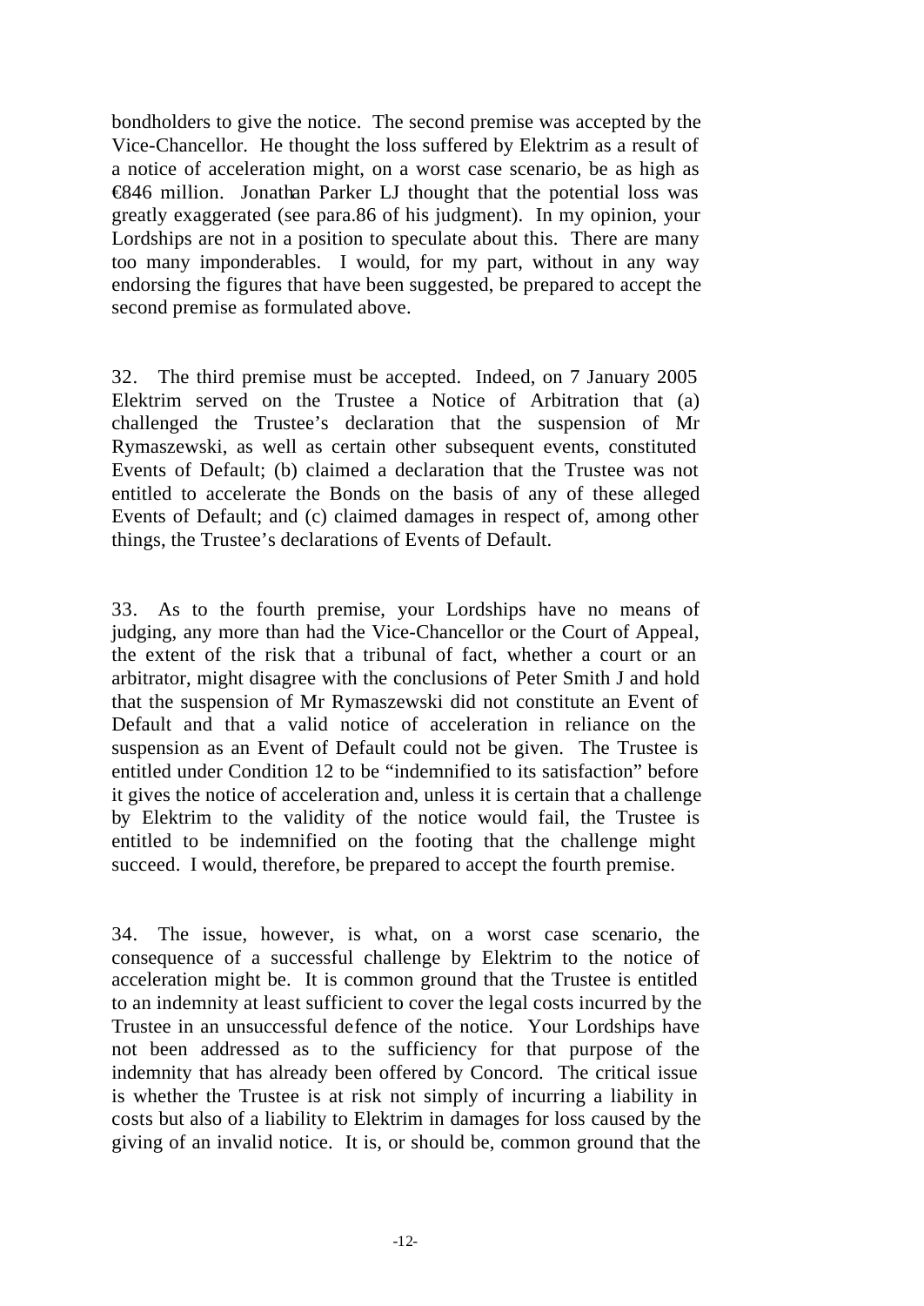bondholders to give the notice. The second premise was accepted by the Vice-Chancellor. He thought the loss suffered by Elektrim as a result of a notice of acceleration might, on a worst case scenario, be as high as €846 million. Jonathan Parker LJ thought that the potential loss was greatly exaggerated (see para.86 of his judgment). In my opinion, your Lordships are not in a position to speculate about this. There are many too many imponderables. I would, for my part, without in any way endorsing the figures that have been suggested, be prepared to accept the second premise as formulated above.

32. The third premise must be accepted. Indeed, on 7 January 2005 Elektrim served on the Trustee a Notice of Arbitration that (a) challenged the Trustee's declaration that the suspension of Mr Rymaszewski, as well as certain other subsequent events, constituted Events of Default; (b) claimed a declaration that the Trustee was not entitled to accelerate the Bonds on the basis of any of these alleged Events of Default; and (c) claimed damages in respect of, among other things, the Trustee's declarations of Events of Default.

33. As to the fourth premise, your Lordships have no means of judging, any more than had the Vice-Chancellor or the Court of Appeal, the extent of the risk that a tribunal of fact, whether a court or an arbitrator, might disagree with the conclusions of Peter Smith J and hold that the suspension of Mr Rymaszewski did not constitute an Event of Default and that a valid notice of acceleration in reliance on the suspension as an Event of Default could not be given. The Trustee is entitled under Condition 12 to be "indemnified to its satisfaction" before it gives the notice of acceleration and, unless it is certain that a challenge by Elektrim to the validity of the notice would fail, the Trustee is entitled to be indemnified on the footing that the challenge might succeed. I would, therefore, be prepared to accept the fourth premise.

34. The issue, however, is what, on a worst case scenario, the consequence of a successful challenge by Elektrim to the notice of acceleration might be. It is common ground that the Trustee is entitled to an indemnity at least sufficient to cover the legal costs incurred by the Trustee in an unsuccessful defence of the notice. Your Lordships have not been addressed as to the sufficiency for that purpose of the indemnity that has already been offered by Concord. The critical issue is whether the Trustee is at risk not simply of incurring a liability in costs but also of a liability to Elektrim in damages for loss caused by the giving of an invalid notice. It is, or should be, common ground that the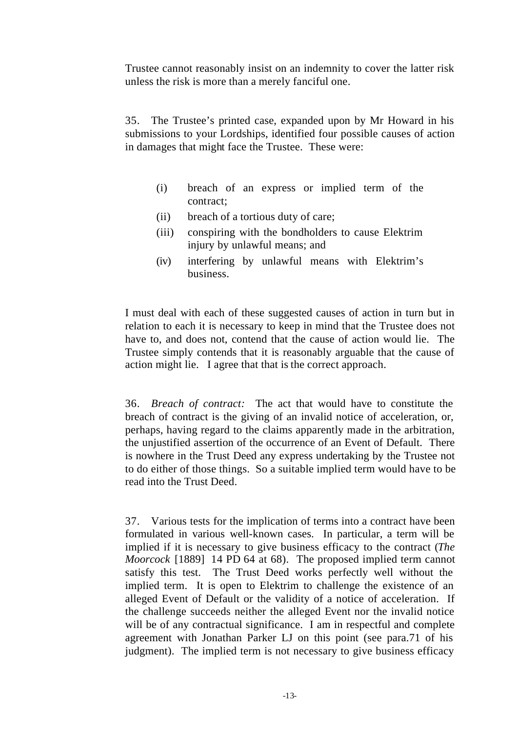Trustee cannot reasonably insist on an indemnity to cover the latter risk unless the risk is more than a merely fanciful one.

35. The Trustee's printed case, expanded upon by Mr Howard in his submissions to your Lordships, identified four possible causes of action in damages that might face the Trustee. These were:

- (i) breach of an express or implied term of the contract;
- (ii) breach of a tortious duty of care;
- (iii) conspiring with the bondholders to cause Elektrim injury by unlawful means; and
- (iv) interfering by unlawful means with Elektrim's business.

I must deal with each of these suggested causes of action in turn but in relation to each it is necessary to keep in mind that the Trustee does not have to, and does not, contend that the cause of action would lie. The Trustee simply contends that it is reasonably arguable that the cause of action might lie. I agree that that is the correct approach.

36. *Breach of contract:* The act that would have to constitute the breach of contract is the giving of an invalid notice of acceleration, or, perhaps, having regard to the claims apparently made in the arbitration, the unjustified assertion of the occurrence of an Event of Default. There is nowhere in the Trust Deed any express undertaking by the Trustee not to do either of those things. So a suitable implied term would have to be read into the Trust Deed.

37. Various tests for the implication of terms into a contract have been formulated in various well-known cases. In particular, a term will be implied if it is necessary to give business efficacy to the contract (*The Moorcock* [1889] 14 PD 64 at 68). The proposed implied term cannot satisfy this test. The Trust Deed works perfectly well without the implied term. It is open to Elektrim to challenge the existence of an alleged Event of Default or the validity of a notice of acceleration. If the challenge succeeds neither the alleged Event nor the invalid notice will be of any contractual significance. I am in respectful and complete agreement with Jonathan Parker LJ on this point (see para.71 of his judgment). The implied term is not necessary to give business efficacy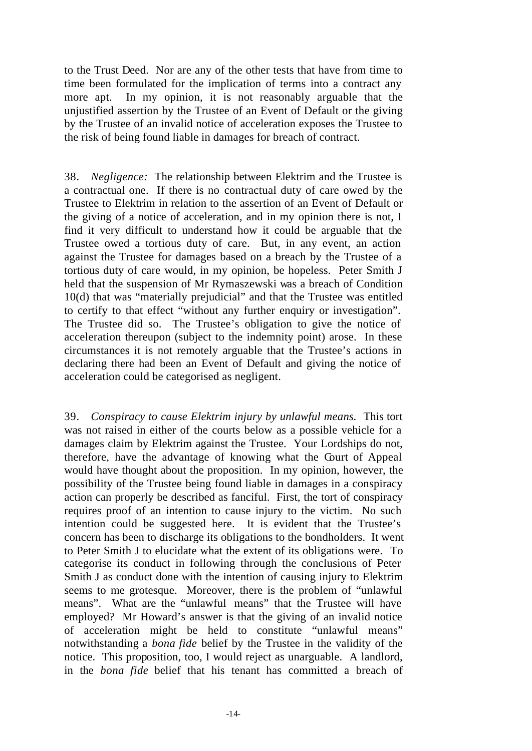to the Trust Deed. Nor are any of the other tests that have from time to time been formulated for the implication of terms into a contract any more apt. In my opinion, it is not reasonably arguable that the unjustified assertion by the Trustee of an Event of Default or the giving by the Trustee of an invalid notice of acceleration exposes the Trustee to the risk of being found liable in damages for breach of contract.

38. *Negligence:* The relationship between Elektrim and the Trustee is a contractual one. If there is no contractual duty of care owed by the Trustee to Elektrim in relation to the assertion of an Event of Default or the giving of a notice of acceleration, and in my opinion there is not, I find it very difficult to understand how it could be arguable that the Trustee owed a tortious duty of care. But, in any event, an action against the Trustee for damages based on a breach by the Trustee of a tortious duty of care would, in my opinion, be hopeless. Peter Smith J held that the suspension of Mr Rymaszewski was a breach of Condition 10(d) that was "materially prejudicial" and that the Trustee was entitled to certify to that effect "without any further enquiry or investigation". The Trustee did so. The Trustee's obligation to give the notice of acceleration thereupon (subject to the indemnity point) arose. In these circumstances it is not remotely arguable that the Trustee's actions in declaring there had been an Event of Default and giving the notice of acceleration could be categorised as negligent.

39. *Conspiracy to cause Elektrim injury by unlawful means.* This tort was not raised in either of the courts below as a possible vehicle for a damages claim by Elektrim against the Trustee. Your Lordships do not, therefore, have the advantage of knowing what the Court of Appeal would have thought about the proposition. In my opinion, however, the possibility of the Trustee being found liable in damages in a conspiracy action can properly be described as fanciful. First, the tort of conspiracy requires proof of an intention to cause injury to the victim. No such intention could be suggested here. It is evident that the Trustee's concern has been to discharge its obligations to the bondholders. It went to Peter Smith J to elucidate what the extent of its obligations were. To categorise its conduct in following through the conclusions of Peter Smith J as conduct done with the intention of causing injury to Elektrim seems to me grotesque. Moreover, there is the problem of "unlawful means". What are the "unlawful means" that the Trustee will have employed? Mr Howard's answer is that the giving of an invalid notice of acceleration might be held to constitute "unlawful means" notwithstanding a *bona fide* belief by the Trustee in the validity of the notice. This proposition, too, I would reject as unarguable. A landlord, in the *bona fide* belief that his tenant has committed a breach of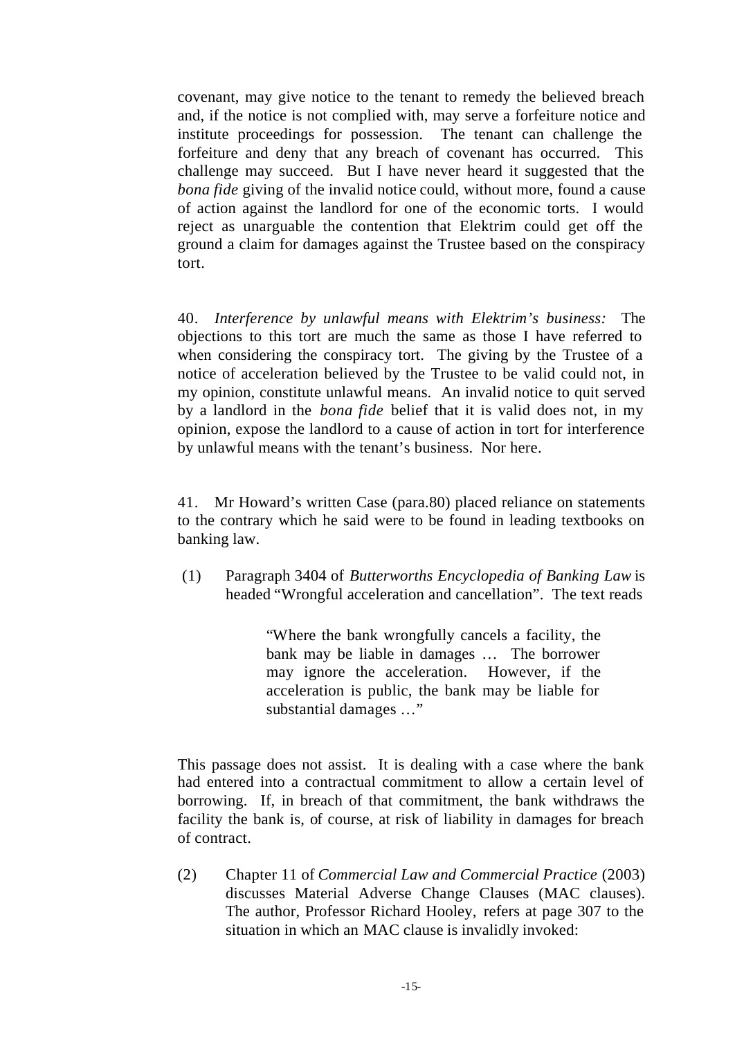covenant, may give notice to the tenant to remedy the believed breach and, if the notice is not complied with, may serve a forfeiture notice and institute proceedings for possession. The tenant can challenge the forfeiture and deny that any breach of covenant has occurred. This challenge may succeed. But I have never heard it suggested that the *bona fide* giving of the invalid notice could, without more, found a cause of action against the landlord for one of the economic torts. I would reject as unarguable the contention that Elektrim could get off the ground a claim for damages against the Trustee based on the conspiracy tort.

40. *Interference by unlawful means with Elektrim's business:* The objections to this tort are much the same as those I have referred to when considering the conspiracy tort. The giving by the Trustee of a notice of acceleration believed by the Trustee to be valid could not, in my opinion, constitute unlawful means. An invalid notice to quit served by a landlord in the *bona fide* belief that it is valid does not, in my opinion, expose the landlord to a cause of action in tort for interference by unlawful means with the tenant's business. Nor here.

41. Mr Howard's written Case (para.80) placed reliance on statements to the contrary which he said were to be found in leading textbooks on banking law.

(1) Paragraph 3404 of *Butterworths Encyclopedia of Banking Law* is headed "Wrongful acceleration and cancellation". The text reads

> "Where the bank wrongfully cancels a facility, the bank may be liable in damages … The borrower may ignore the acceleration. However, if the acceleration is public, the bank may be liable for substantial damages …"

This passage does not assist. It is dealing with a case where the bank had entered into a contractual commitment to allow a certain level of borrowing. If, in breach of that commitment, the bank withdraws the facility the bank is, of course, at risk of liability in damages for breach of contract.

(2) Chapter 11 of *Commercial Law and Commercial Practice* (2003) discusses Material Adverse Change Clauses (MAC clauses). The author, Professor Richard Hooley, refers at page 307 to the situation in which an MAC clause is invalidly invoked: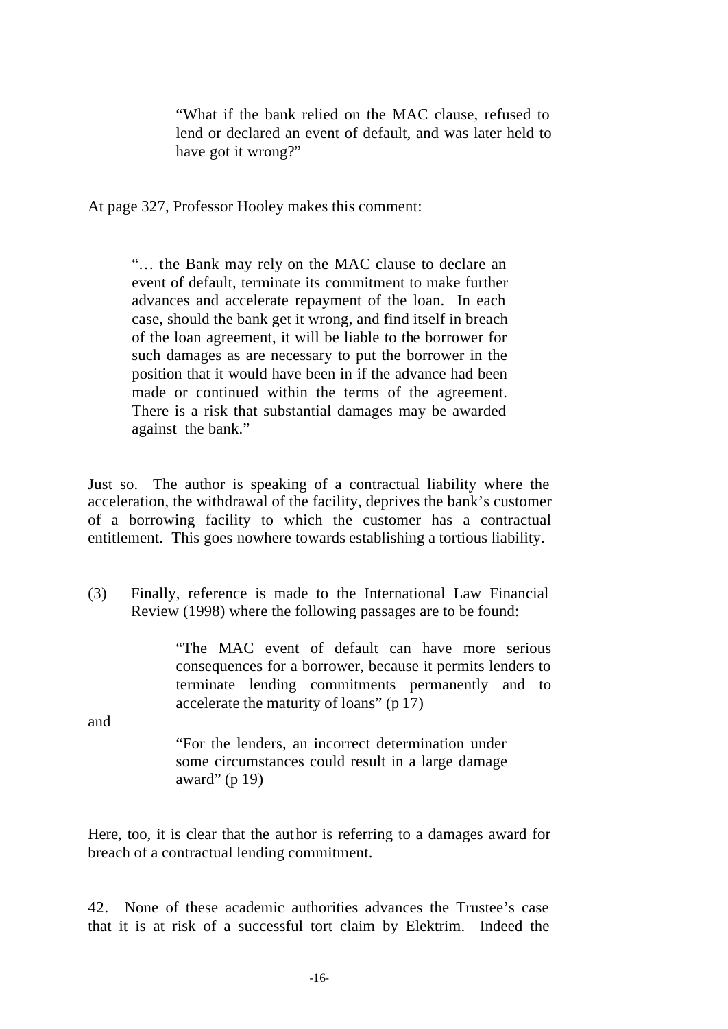> "What if the bank relied on the MAC clause, refused to lend or declared an event of default, and was later held to have got it wrong?"

At page 327, Professor Hooley makes this comment:

> "… the Bank may rely on the MAC clause to declare an event of default, terminate its commitment to make further advances and accelerate repayment of the loan. In each case, should the bank get it wrong, and find itself in breach of the loan agreement, it will be liable to the borrower for such damages as are necessary to put the borrower in the position that it would have been in if the advance had been made or continued within the terms of the agreement. There is a risk that substantial damages may be awarded against the bank."

Just so. The author is speaking of a contractual liability where the acceleration, the withdrawal of the facility, deprives the bank's customer of a borrowing facility to which the customer has a contractual entitlement. This goes nowhere towards establishing a tortious liability.

(3) Finally, reference is made to the International Law Financial Review (1998) where the following passages are to be found:

> "The MAC event of default can have more serious consequences for a borrower, because it permits lenders to terminate lending commitments permanently and to accelerate the maturity of loans" (p 17)

and

> "For the lenders, an incorrect determination under some circumstances could result in a large damage award" (p 19)

Here, too, it is clear that the author is referring to a damages award for breach of a contractual lending commitment.

42. None of these academic authorities advances the Trustee's case that it is at risk of a successful tort claim by Elektrim. Indeed the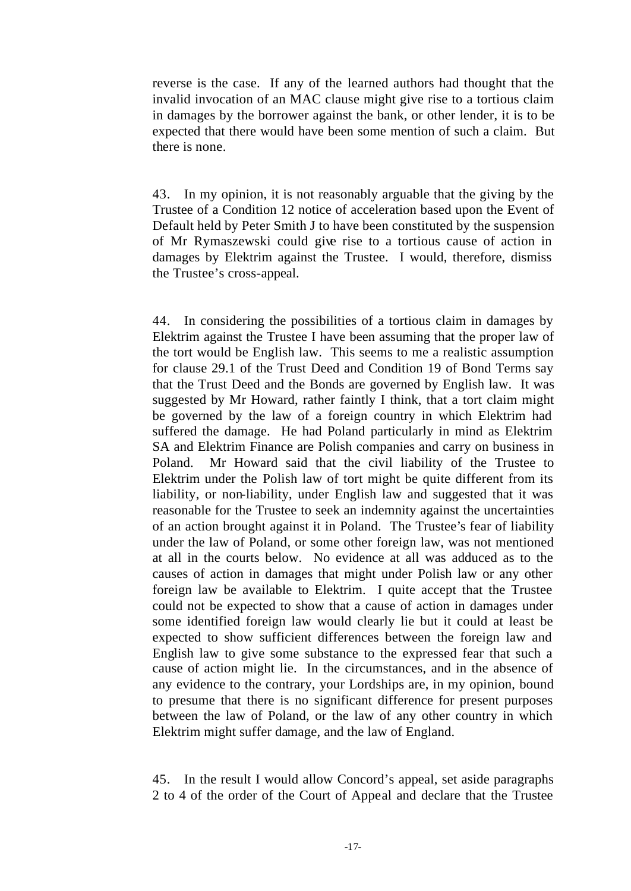reverse is the case. If any of the learned authors had thought that the invalid invocation of an MAC clause might give rise to a tortious claim in damages by the borrower against the bank, or other lender, it is to be expected that there would have been some mention of such a claim. But there is none.

43. In my opinion, it is not reasonably arguable that the giving by the Trustee of a Condition 12 notice of acceleration based upon the Event of Default held by Peter Smith J to have been constituted by the suspension of Mr Rymaszewski could give rise to a tortious cause of action in damages by Elektrim against the Trustee. I would, therefore, dismiss the Trustee's cross-appeal.

44. In considering the possibilities of a tortious claim in damages by Elektrim against the Trustee I have been assuming that the proper law of the tort would be English law. This seems to me a realistic assumption for clause 29.1 of the Trust Deed and Condition 19 of Bond Terms say that the Trust Deed and the Bonds are governed by English law. It was suggested by Mr Howard, rather faintly I think, that a tort claim might be governed by the law of a foreign country in which Elektrim had suffered the damage. He had Poland particularly in mind as Elektrim SA and Elektrim Finance are Polish companies and carry on business in Poland. Mr Howard said that the civil liability of the Trustee to Elektrim under the Polish law of tort might be quite different from its liability, or non-liability, under English law and suggested that it was reasonable for the Trustee to seek an indemnity against the uncertainties of an action brought against it in Poland. The Trustee's fear of liability under the law of Poland, or some other foreign law, was not mentioned at all in the courts below. No evidence at all was adduced as to the causes of action in damages that might under Polish law or any other foreign law be available to Elektrim. I quite accept that the Trustee could not be expected to show that a cause of action in damages under some identified foreign law would clearly lie but it could at least be expected to show sufficient differences between the foreign law and English law to give some substance to the expressed fear that such a cause of action might lie. In the circumstances, and in the absence of any evidence to the contrary, your Lordships are, in my opinion, bound to presume that there is no significant difference for present purposes between the law of Poland, or the law of any other country in which Elektrim might suffer damage, and the law of England.

45. In the result I would allow Concord's appeal, set aside paragraphs 2 to 4 of the order of the Court of Appeal and declare that the Trustee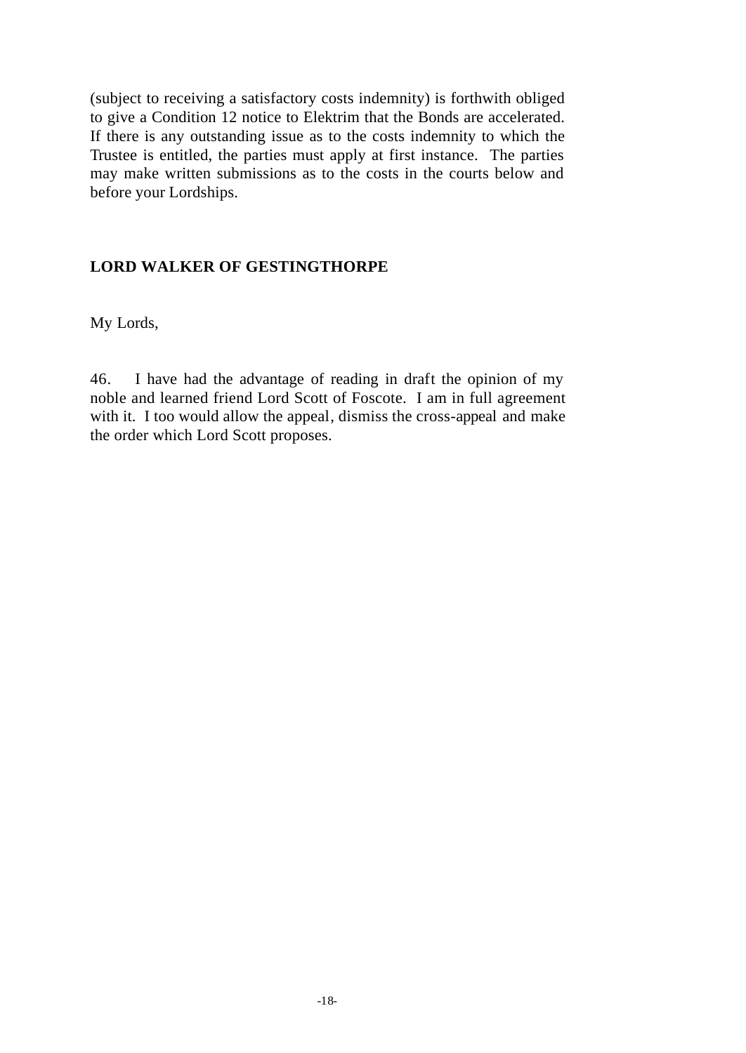(subject to receiving a satisfactory costs indemnity) is forthwith obliged to give a Condition 12 notice to Elektrim that the Bonds are accelerated. If there is any outstanding issue as to the costs indemnity to which the Trustee is entitled, the parties must apply at first instance. The parties may make written submissions as to the costs in the courts below and before your Lordships.

**LORD WALKER OF GESTINGTHORPE**

My Lords,

46. I have had the advantage of reading in draft the opinion of my noble and learned friend Lord Scott of Foscote. I am in full agreement with it. I too would allow the appeal, dismiss the cross-appeal and make the order which Lord Scott proposes.